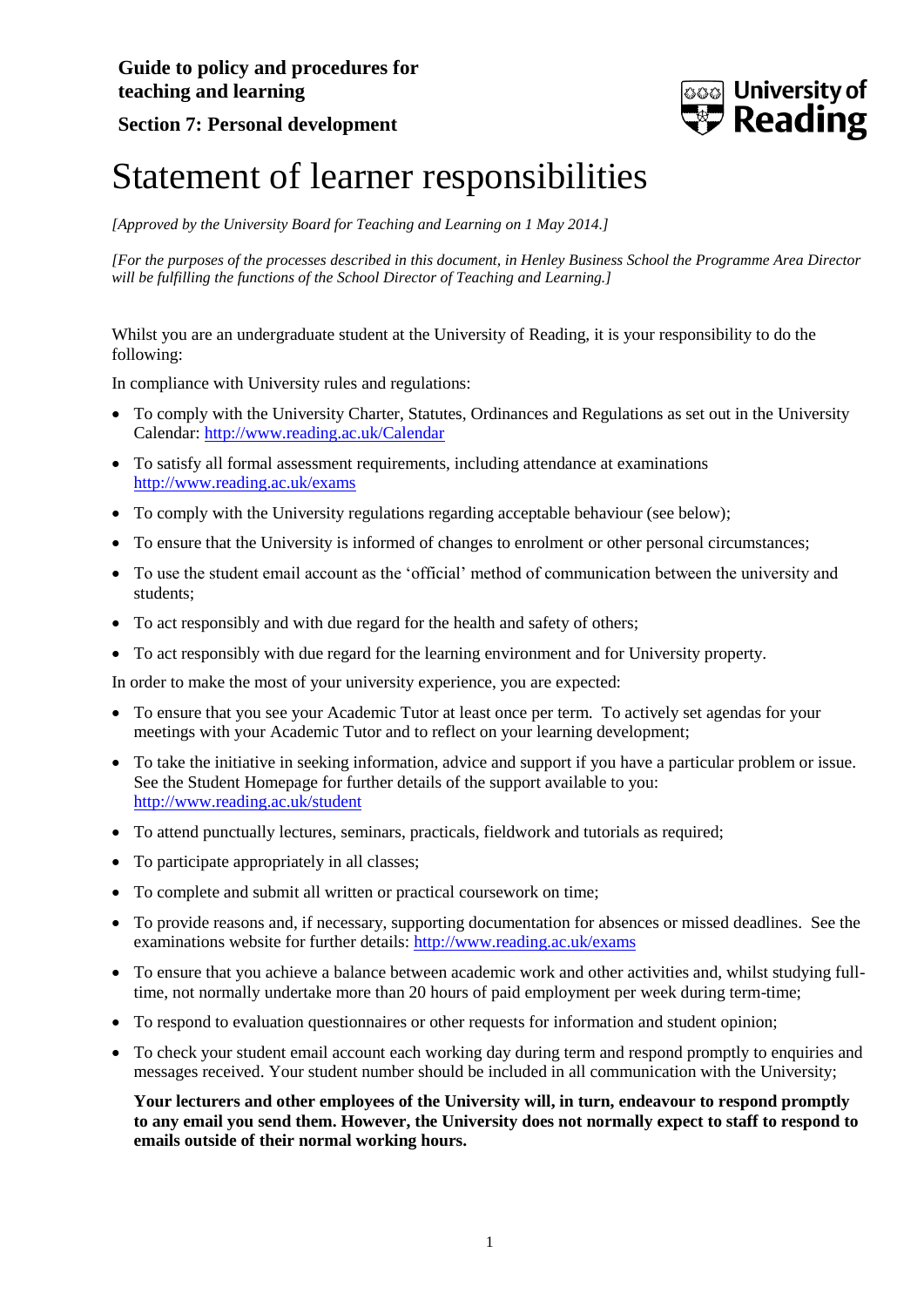**Guide to policy and procedures for teaching and learning**

**Section 7: Personal development**

# Statement of learner responsibilities

*[Approved by the University Board for Teaching and Learning on 1 May 2014.]*

*[For the purposes of the processes described in this document, in Henley Business School the Programme Area Director will be fulfilling the functions of the School Director of Teaching and Learning.]*

Whilst you are an undergraduate student at the University of Reading, it is your responsibility to do the following:

In compliance with University rules and regulations:

- To comply with the University Charter, Statutes, Ordinances and Regulations as set out in the University Calendar: http://www.reading.ac.uk/Calendar
- To satisfy all formal assessment requirements, including attendance at examinations http://www.reading.ac.uk/exams
- To comply with the University regulations regarding acceptable behaviour (see below);
- To ensure that the University is informed of changes to enrolment or other personal circumstances;
- To use the student email account as the 'official' method of communication between the university and students;
- To act responsibly and with due regard for the health and safety of others;
- To act responsibly with due regard for the learning environment and for University property.

In order to make the most of your university experience, you are expected:

- To ensure that you see your Academic Tutor at least once per term. To actively set agendas for your meetings with your Academic Tutor and to reflect on your learning development;
- To take the initiative in seeking information, advice and support if you have a particular problem or issue. See the Student Homepage for further details of the support available to you: http://www.reading.ac.uk/student
- To attend punctually lectures, seminars, practicals, fieldwork and tutorials as required;
- To participate appropriately in all classes;
- To complete and submit all written or practical coursework on time;
- To provide reasons and, if necessary, supporting documentation for absences or missed deadlines. See the examinations website for further details: http://www.reading.ac.uk/exams
- To ensure that you achieve a balance between academic work and other activities and, whilst studying full-time, not normally undertake more than 20 hours of paid employment per week during term-time;
- To respond to evaluation questionnaires or other requests for information and student opinion;
- To check your student email account each working day during term and respond promptly to enquiries and messages received. Your student number should be included in all communication with the University;

  **Your lecturers and other employees of the University will, in turn, endeavour to respond promptly to any email you send them. However, the University does not normally expect to staff to respond to emails outside of their normal working hours.**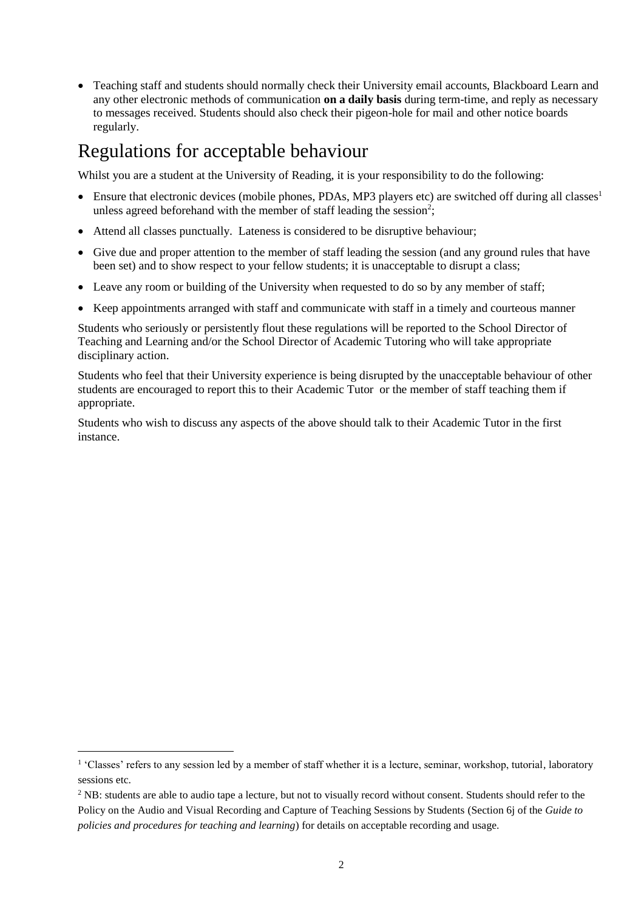- Teaching staff and students should normally check their University email accounts, Blackboard Learn and any other electronic methods of communication **on a daily basis** during term-time, and reply as necessary to messages received. Students should also check their pigeon-hole for mail and other notice boards regularly.

## Regulations for acceptable behaviour

Whilst you are a student at the University of Reading, it is your responsibility to do the following:

- Ensure that electronic devices (mobile phones, PDAs, MP3 players etc) are switched off during all classes[1] unless agreed beforehand with the member of staff leading the session[2];
- Attend all classes punctually. Lateness is considered to be disruptive behaviour;
- Give due and proper attention to the member of staff leading the session (and any ground rules that have been set) and to show respect to your fellow students; it is unacceptable to disrupt a class;
- Leave any room or building of the University when requested to do so by any member of staff;
- Keep appointments arranged with staff and communicate with staff in a timely and courteous manner

Students who seriously or persistently flout these regulations will be reported to the School Director of Teaching and Learning and/or the School Director of Academic Tutoring who will take appropriate disciplinary action.

Students who feel that their University experience is being disrupted by the unacceptable behaviour of other students are encouraged to report this to their Academic Tutor or the member of staff teaching them if appropriate.

Students who wish to discuss any aspects of the above should talk to their Academic Tutor in the first instance.

---

[1] 'Classes' refers to any session led by a member of staff whether it is a lecture, seminar, workshop, tutorial, laboratory sessions etc.

[2] NB: students are able to audio tape a lecture, but not to visually record without consent. Students should refer to the Policy on the Audio and Visual Recording and Capture of Teaching Sessions by Students (Section 6j of the *Guide to policies and procedures for teaching and learning*) for details on acceptable recording and usage.